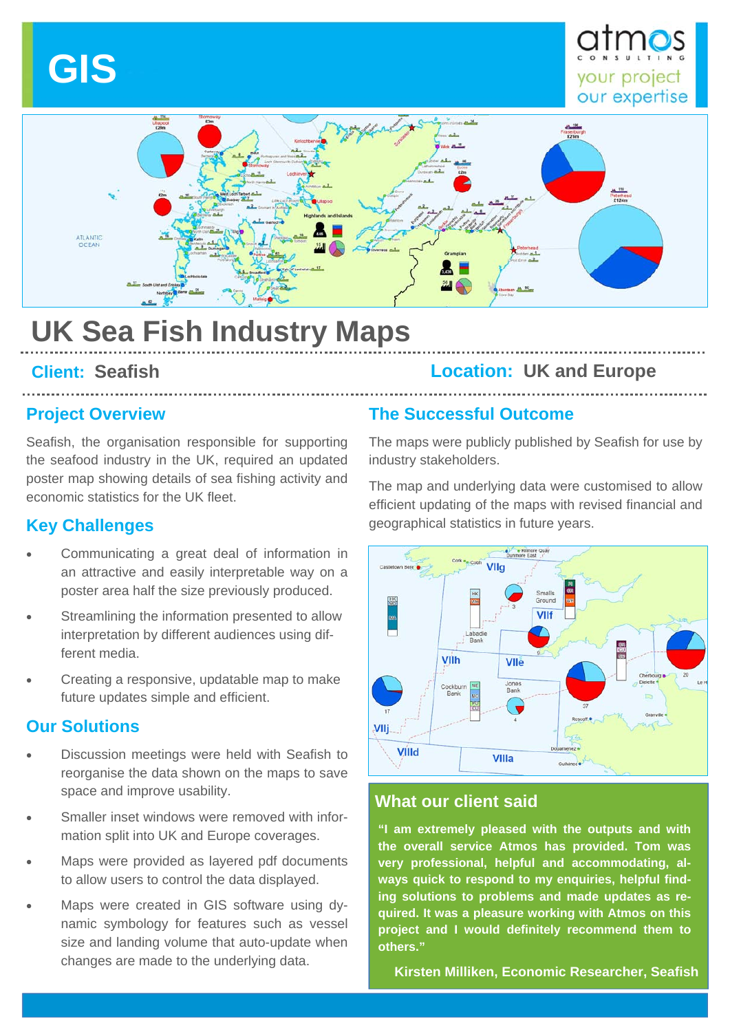# GIS

atmos CONSULTING
your project
our expertise

# UK Sea Fish Industry Maps

**Client:** Seafish

**Location:** UK and Europe

## Project Overview

Seafish, the organisation responsible for supporting the seafood industry in the UK, required an updated poster map showing details of sea fishing activity and economic statistics for the UK fleet.

## Key Challenges

- Communicating a great deal of information in an attractive and easily interpretable way on a poster area half the size previously produced.
- Streamlining the information presented to allow interpretation by different audiences using different media.
- Creating a responsive, updatable map to make future updates simple and efficient.

## Our Solutions

- Discussion meetings were held with Seafish to reorganise the data shown on the maps to save space and improve usability.
- Smaller inset windows were removed with information split into UK and Europe coverages.
- Maps were provided as layered pdf documents to allow users to control the data displayed.
- Maps were created in GIS software using dynamic symbology for features such as vessel size and landing volume that auto-update when changes are made to the underlying data.

## The Successful Outcome

The maps were publicly published by Seafish for use by industry stakeholders.

The map and underlying data were customised to allow efficient updating of the maps with revised financial and geographical statistics in future years.

## What our client said

**"I am extremely pleased with the outputs and with the overall service Atmos has provided. Tom was very professional, helpful and accommodating, always quick to respond to my enquiries, helpful finding solutions to problems and made updates as required. It was a pleasure working with Atmos on this project and I would definitely recommend them to others."**

**Kirsten Milliken, Economic Researcher, Seafish**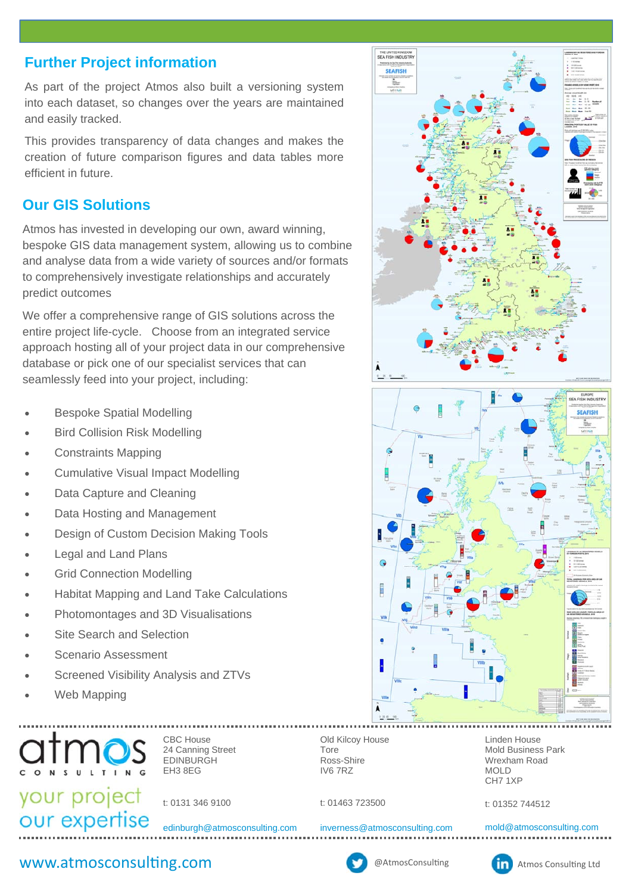## Further Project information

As part of the project Atmos also built a versioning system into each dataset, so changes over the years are maintained and easily tracked.

This provides transparency of data changes and makes the creation of future comparison figures and data tables more efficient in future.

## Our GIS Solutions

Atmos has invested in developing our own, award winning, bespoke GIS data management system, allowing us to combine and analyse data from a wide variety of sources and/or formats to comprehensively investigate relationships and accurately predict outcomes

We offer a comprehensive range of GIS solutions across the entire project life-cycle. Choose from an integrated service approach hosting all of your project data in our comprehensive database or pick one of our specialist services that can seamlessly feed into your project, including:

- Bespoke Spatial Modelling
- Bird Collision Risk Modelling
- Constraints Mapping
- Cumulative Visual Impact Modelling
- Data Capture and Cleaning
- Data Hosting and Management
- Design of Custom Decision Making Tools
- Legal and Land Plans
- Grid Connection Modelling
- Habitat Mapping and Land Take Calculations
- Photomontages and 3D Visualisations
- Site Search and Selection
- Scenario Assessment
- Screened Visibility Analysis and ZTVs
- Web Mapping

atmos CONSULTING

your project our expertise

CBC House
24 Canning Street
EDINBURGH
EH3 8EG

t: 0131 346 9100

edinburgh@atmosconsulting.com

Old Kilcoy House
Tore
Ross-Shire
IV6 7RZ

t: 01463 723500

inverness@atmosconsulting.com

Linden House
Mold Business Park
Wrexham Road
MOLD
CH7 1XP

t: 01352 744512

mold@atmosconsulting.com

www.atmosconsulting.com

@AtmosConsulting

Atmos Consulting Ltd